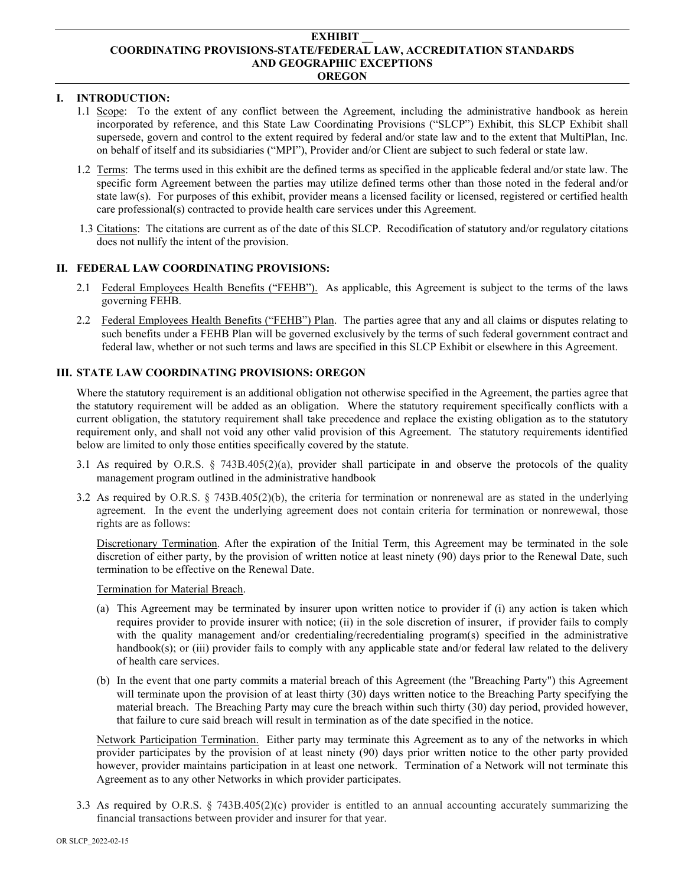**EXHIBIT __**
**COORDINATING PROVISIONS-STATE/FEDERAL LAW, ACCREDITATION STANDARDS AND GEOGRAPHIC EXCEPTIONS**
**OREGON**

## I. INTRODUCTION:

1.1 Scope: To the extent of any conflict between the Agreement, including the administrative handbook as herein incorporated by reference, and this State Law Coordinating Provisions ("SLCP") Exhibit, this SLCP Exhibit shall supersede, govern and control to the extent required by federal and/or state law and to the extent that MultiPlan, Inc. on behalf of itself and its subsidiaries ("MPI"), Provider and/or Client are subject to such federal or state law.

1.2 Terms: The terms used in this exhibit are the defined terms as specified in the applicable federal and/or state law. The specific form Agreement between the parties may utilize defined terms other than those noted in the federal and/or state law(s). For purposes of this exhibit, provider means a licensed facility or licensed, registered or certified health care professional(s) contracted to provide health care services under this Agreement.

1.3 Citations: The citations are current as of the date of this SLCP. Recodification of statutory and/or regulatory citations does not nullify the intent of the provision.

## II. FEDERAL LAW COORDINATING PROVISIONS:

2.1 Federal Employees Health Benefits ("FEHB"). As applicable, this Agreement is subject to the terms of the laws governing FEHB.

2.2 Federal Employees Health Benefits ("FEHB") Plan. The parties agree that any and all claims or disputes relating to such benefits under a FEHB Plan will be governed exclusively by the terms of such federal government contract and federal law, whether or not such terms and laws are specified in this SLCP Exhibit or elsewhere in this Agreement.

## III. STATE LAW COORDINATING PROVISIONS: OREGON

Where the statutory requirement is an additional obligation not otherwise specified in the Agreement, the parties agree that the statutory requirement will be added as an obligation. Where the statutory requirement specifically conflicts with a current obligation, the statutory requirement shall take precedence and replace the existing obligation as to the statutory requirement only, and shall not void any other valid provision of this Agreement. The statutory requirements identified below are limited to only those entities specifically covered by the statute.

3.1 As required by O.R.S. § 743B.405(2)(a), provider shall participate in and observe the protocols of the quality management program outlined in the administrative handbook

3.2 As required by O.R.S. § 743B.405(2)(b), the criteria for termination or nonrenewal are as stated in the underlying agreement. In the event the underlying agreement does not contain criteria for termination or nonrewewal, those rights are as follows:

Discretionary Termination. After the expiration of the Initial Term, this Agreement may be terminated in the sole discretion of either party, by the provision of written notice at least ninety (90) days prior to the Renewal Date, such termination to be effective on the Renewal Date.

Termination for Material Breach.

(a) This Agreement may be terminated by insurer upon written notice to provider if (i) any action is taken which requires provider to provide insurer with notice; (ii) in the sole discretion of insurer, if provider fails to comply with the quality management and/or credentialing/recredentialing program(s) specified in the administrative handbook(s); or (iii) provider fails to comply with any applicable state and/or federal law related to the delivery of health care services.

(b) In the event that one party commits a material breach of this Agreement (the "Breaching Party") this Agreement will terminate upon the provision of at least thirty (30) days written notice to the Breaching Party specifying the material breach. The Breaching Party may cure the breach within such thirty (30) day period, provided however, that failure to cure said breach will result in termination as of the date specified in the notice.

Network Participation Termination. Either party may terminate this Agreement as to any of the networks in which provider participates by the provision of at least ninety (90) days prior written notice to the other party provided however, provider maintains participation in at least one network. Termination of a Network will not terminate this Agreement as to any other Networks in which provider participates.

3.3 As required by O.R.S. § 743B.405(2)(c) provider is entitled to an annual accounting accurately summarizing the financial transactions between provider and insurer for that year.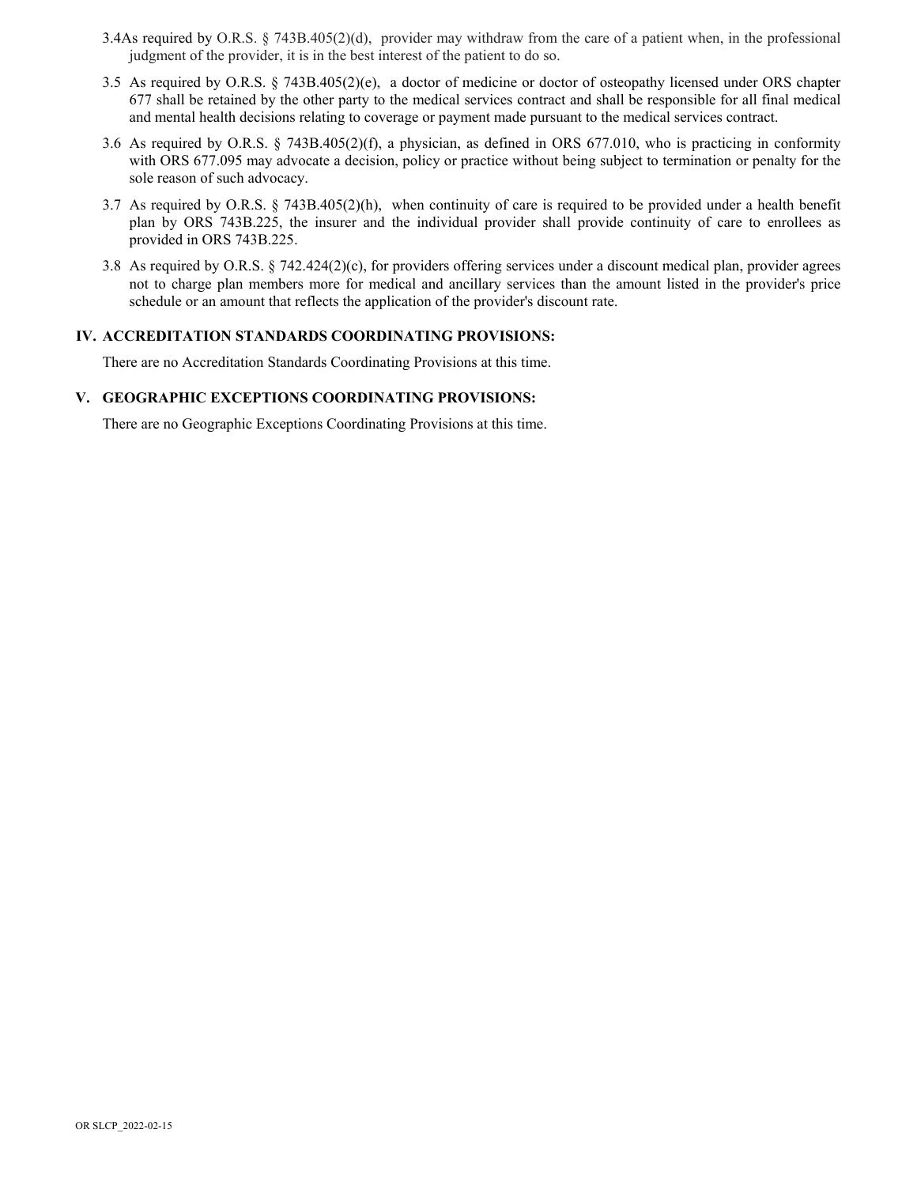3.4 As required by O.R.S. § 743B.405(2)(d), provider may withdraw from the care of a patient when, in the professional judgment of the provider, it is in the best interest of the patient to do so.

3.5 As required by O.R.S. § 743B.405(2)(e), a doctor of medicine or doctor of osteopathy licensed under ORS chapter 677 shall be retained by the other party to the medical services contract and shall be responsible for all final medical and mental health decisions relating to coverage or payment made pursuant to the medical services contract.

3.6 As required by O.R.S. § 743B.405(2)(f), a physician, as defined in ORS 677.010, who is practicing in conformity with ORS 677.095 may advocate a decision, policy or practice without being subject to termination or penalty for the sole reason of such advocacy.

3.7 As required by O.R.S. § 743B.405(2)(h), when continuity of care is required to be provided under a health benefit plan by ORS 743B.225, the insurer and the individual provider shall provide continuity of care to enrollees as provided in ORS 743B.225.

3.8 As required by O.R.S. § 742.424(2)(c), for providers offering services under a discount medical plan, provider agrees not to charge plan members more for medical and ancillary services than the amount listed in the provider's price schedule or an amount that reflects the application of the provider's discount rate.

## IV. ACCREDITATION STANDARDS COORDINATING PROVISIONS:

There are no Accreditation Standards Coordinating Provisions at this time.

## V. GEOGRAPHIC EXCEPTIONS COORDINATING PROVISIONS:

There are no Geographic Exceptions Coordinating Provisions at this time.